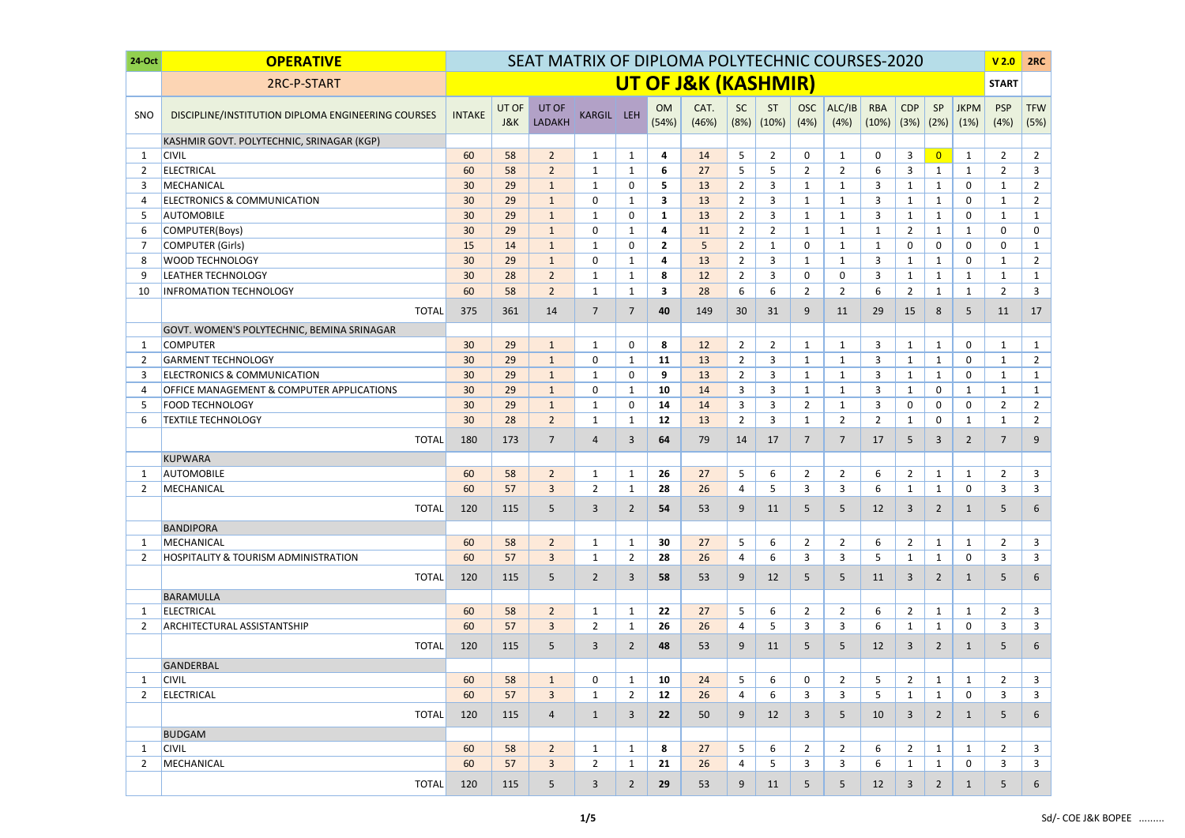| 24-Oct | OPERATIVE | SEAT MATRIX OF DIPLOMA POLYTECHNIC COURSES-2020 | | | | | | | | | | | | | | | V 2.0 | 2RC |
|---|---|---|---|---|---|---|---|---|---|---|---|---|---|---|---|---|---|---|
| | 2RC-P-START | UT OF J&K (KASHMIR) | | | | | | | | | | | | | | | START | |
| SNO | DISCIPLINE/INSTITUTION DIPLOMA ENGINEERING COURSES | INTAKE | UT OF J&K | UT OF LADAKH | KARGIL | LEH | OM (54%) | CAT. (46%) | SC (8%) | ST (10%) | OSC (4%) | ALC/IB (4%) | RBA (10%) | CDP (3%) | SP (2%) | JKPM (1%) | PSP (4%) | TFW (5%) |
| | KASHMIR GOVT. POLYTECHNIC, SRINAGAR (KGP) | | | | | | | | | | | | | | | | | |
| 1 | CIVIL | 60 | 58 | 2 | 1 | 1 | 4 | 14 | 5 | 2 | 0 | 1 | 0 | 3 | 0 | 1 | 2 | 2 |
| 2 | ELECTRICAL | 60 | 58 | 2 | 1 | 1 | 6 | 27 | 5 | 5 | 2 | 2 | 6 | 3 | 1 | 1 | 2 | 3 |
| 3 | MECHANICAL | 30 | 29 | 1 | 1 | 0 | 5 | 13 | 2 | 3 | 1 | 1 | 3 | 1 | 1 | 0 | 1 | 2 |
| 4 | ELECTRONICS & COMMUNICATION | 30 | 29 | 1 | 0 | 1 | 3 | 13 | 2 | 3 | 1 | 1 | 3 | 1 | 1 | 0 | 1 | 2 |
| 5 | AUTOMOBILE | 30 | 29 | 1 | 1 | 0 | 1 | 13 | 2 | 3 | 1 | 1 | 3 | 1 | 1 | 0 | 1 | 1 |
| 6 | COMPUTER(Boys) | 30 | 29 | 1 | 0 | 1 | 4 | 11 | 2 | 2 | 1 | 1 | 1 | 2 | 1 | 1 | 0 | 0 |
| 7 | COMPUTER (Girls) | 15 | 14 | 1 | 1 | 0 | 2 | 5 | 2 | 1 | 0 | 1 | 1 | 0 | 0 | 0 | 0 | 1 |
| 8 | WOOD TECHNOLOGY | 30 | 29 | 1 | 0 | 1 | 4 | 13 | 2 | 3 | 1 | 1 | 3 | 1 | 1 | 0 | 1 | 2 |
| 9 | LEATHER TECHNOLOGY | 30 | 28 | 2 | 1 | 1 | 8 | 12 | 2 | 3 | 0 | 0 | 3 | 1 | 1 | 1 | 1 | 1 |
| 10 | INFROMATION TECHNOLOGY | 60 | 58 | 2 | 1 | 1 | 3 | 28 | 6 | 6 | 2 | 2 | 6 | 2 | 1 | 1 | 2 | 3 |
| | TOTAL | 375 | 361 | 14 | 7 | 7 | 40 | 149 | 30 | 31 | 9 | 11 | 29 | 15 | 8 | 5 | 11 | 17 |
| | GOVT. WOMEN'S POLYTECHNIC, BEMINA SRINAGAR | | | | | | | | | | | | | | | | | |
| 1 | COMPUTER | 30 | 29 | 1 | 1 | 0 | 8 | 12 | 2 | 2 | 1 | 1 | 3 | 1 | 1 | 0 | 1 | 1 |
| 2 | GARMENT TECHNOLOGY | 30 | 29 | 1 | 0 | 1 | 11 | 13 | 2 | 3 | 1 | 1 | 3 | 1 | 1 | 0 | 1 | 2 |
| 3 | ELECTRONICS & COMMUNICATION | 30 | 29 | 1 | 1 | 0 | 9 | 13 | 2 | 3 | 1 | 1 | 3 | 1 | 1 | 0 | 1 | 1 |
| 4 | OFFICE MANAGEMENT & COMPUTER APPLICATIONS | 30 | 29 | 1 | 0 | 1 | 10 | 14 | 3 | 3 | 1 | 1 | 3 | 1 | 0 | 1 | 1 | 1 |
| 5 | FOOD TECHNOLOGY | 30 | 29 | 1 | 1 | 0 | 14 | 14 | 3 | 3 | 2 | 1 | 3 | 0 | 0 | 0 | 2 | 2 |
| 6 | TEXTILE TECHNOLOGY | 30 | 28 | 2 | 1 | 1 | 12 | 13 | 2 | 3 | 1 | 2 | 2 | 1 | 0 | 1 | 1 | 2 |
| | TOTAL | 180 | 173 | 7 | 4 | 3 | 64 | 79 | 14 | 17 | 7 | 7 | 17 | 5 | 3 | 2 | 7 | 9 |
| | KUPWARA | | | | | | | | | | | | | | | | | |
| 1 | AUTOMOBILE | 60 | 58 | 2 | 1 | 1 | 26 | 27 | 5 | 6 | 2 | 2 | 6 | 2 | 1 | 1 | 2 | 3 |
| 2 | MECHANICAL | 60 | 57 | 3 | 2 | 1 | 28 | 26 | 4 | 5 | 3 | 3 | 6 | 1 | 1 | 0 | 3 | 3 |
| | TOTAL | 120 | 115 | 5 | 3 | 2 | 54 | 53 | 9 | 11 | 5 | 5 | 12 | 3 | 2 | 1 | 5 | 6 |
| | BANDIPORA | | | | | | | | | | | | | | | | | |
| 1 | MECHANICAL | 60 | 58 | 2 | 1 | 1 | 30 | 27 | 5 | 6 | 2 | 2 | 6 | 2 | 1 | 1 | 2 | 3 |
| 2 | HOSPITALITY & TOURISM ADMINISTRATION | 60 | 57 | 3 | 1 | 2 | 28 | 26 | 4 | 6 | 3 | 3 | 5 | 1 | 1 | 0 | 3 | 3 |
| | TOTAL | 120 | 115 | 5 | 2 | 3 | 58 | 53 | 9 | 12 | 5 | 5 | 11 | 3 | 2 | 1 | 5 | 6 |
| | BARAMULLA | | | | | | | | | | | | | | | | | |
| 1 | ELECTRICAL | 60 | 58 | 2 | 1 | 1 | 22 | 27 | 5 | 6 | 2 | 2 | 6 | 2 | 1 | 1 | 2 | 3 |
| 2 | ARCHITECTURAL ASSISTANTSHIP | 60 | 57 | 3 | 2 | 1 | 26 | 26 | 4 | 5 | 3 | 3 | 6 | 1 | 1 | 0 | 3 | 3 |
| | TOTAL | 120 | 115 | 5 | 3 | 2 | 48 | 53 | 9 | 11 | 5 | 5 | 12 | 3 | 2 | 1 | 5 | 6 |
| | GANDERBAL | | | | | | | | | | | | | | | | | |
| 1 | CIVIL | 60 | 58 | 1 | 0 | 1 | 10 | 24 | 5 | 6 | 0 | 2 | 5 | 2 | 1 | 1 | 2 | 3 |
| 2 | ELECTRICAL | 60 | 57 | 3 | 1 | 2 | 12 | 26 | 4 | 6 | 3 | 3 | 5 | 1 | 1 | 0 | 3 | 3 |
| | TOTAL | 120 | 115 | 4 | 1 | 3 | 22 | 50 | 9 | 12 | 3 | 5 | 10 | 3 | 2 | 1 | 5 | 6 |
| | BUDGAM | | | | | | | | | | | | | | | | | |
| 1 | CIVIL | 60 | 58 | 2 | 1 | 1 | 8 | 27 | 5 | 6 | 2 | 2 | 6 | 2 | 1 | 1 | 2 | 3 |
| 2 | MECHANICAL | 60 | 57 | 3 | 2 | 1 | 21 | 26 | 4 | 5 | 3 | 3 | 6 | 1 | 1 | 0 | 3 | 3 |
| | TOTAL | 120 | 115 | 5 | 3 | 2 | 29 | 53 | 9 | 11 | 5 | 5 | 12 | 3 | 2 | 1 | 5 | 6 |

Sd/- COE J&K BOPEE .........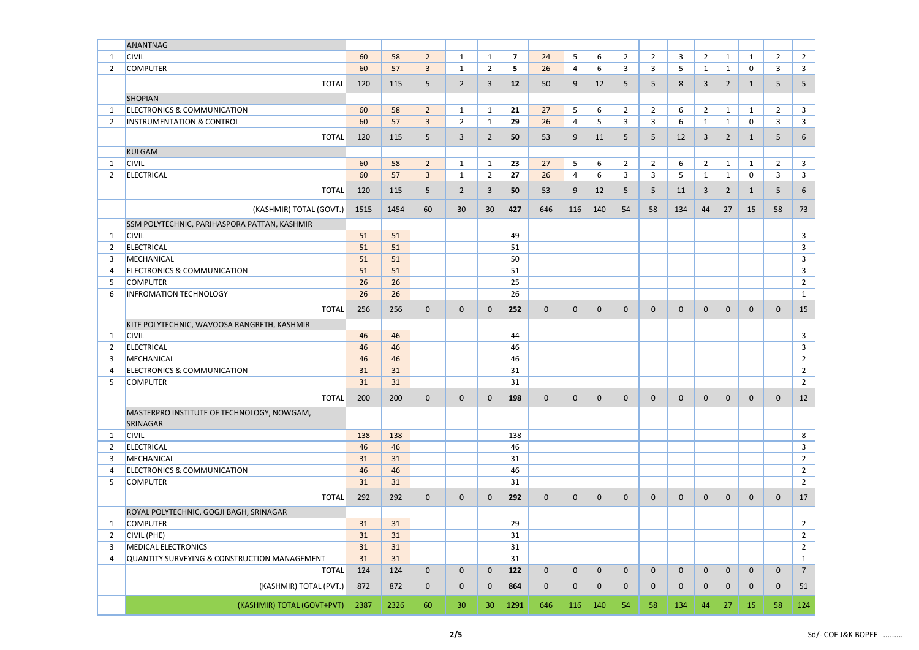| | | | | | | | | | | | | | | | | | | |
|---|---|---|---|---|---|---|---|---|---|---|---|---|---|---|---|---|---|---|
| | ANANTNAG | | | | | | | | | | | | | | | | | |
| 1 | CIVIL | 60 | 58 | 2 | 1 | 1 | **7** | 24 | 5 | 6 | 2 | 2 | 3 | 2 | 1 | 1 | 2 | 2 |
| 2 | COMPUTER | 60 | 57 | 3 | 1 | 2 | **5** | 26 | 4 | 6 | 3 | 3 | 5 | 1 | 1 | 0 | 3 | 3 |
| | TOTAL | 120 | 115 | 5 | 2 | 3 | **12** | 50 | 9 | 12 | 5 | 5 | 8 | 3 | 2 | 1 | 5 | 5 |
| | SHOPIAN | | | | | | | | | | | | | | | | | |
| 1 | ELECTRONICS & COMMUNICATION | 60 | 58 | 2 | 1 | 1 | **21** | 27 | 5 | 6 | 2 | 2 | 6 | 2 | 1 | 1 | 2 | 3 |
| 2 | INSTRUMENTATION & CONTROL | 60 | 57 | 3 | 2 | 1 | **29** | 26 | 4 | 5 | 3 | 3 | 6 | 1 | 1 | 0 | 3 | 3 |
| | TOTAL | 120 | 115 | 5 | 3 | 2 | **50** | 53 | 9 | 11 | 5 | 5 | 12 | 3 | 2 | 1 | 5 | 6 |
| | KULGAM | | | | | | | | | | | | | | | | | |
| 1 | CIVIL | 60 | 58 | 2 | 1 | 1 | **23** | 27 | 5 | 6 | 2 | 2 | 6 | 2 | 1 | 1 | 2 | 3 |
| 2 | ELECTRICAL | 60 | 57 | 3 | 1 | 2 | **27** | 26 | 4 | 6 | 3 | 3 | 5 | 1 | 1 | 0 | 3 | 3 |
| | TOTAL | 120 | 115 | 5 | 2 | 3 | **50** | 53 | 9 | 12 | 5 | 5 | 11 | 3 | 2 | 1 | 5 | 6 |
| | (KASHMIR) TOTAL (GOVT.) | 1515 | 1454 | 60 | 30 | 30 | **427** | 646 | 116 | 140 | 54 | 58 | 134 | 44 | 27 | 15 | 58 | 73 |
| | SSM POLYTECHNIC, PARIHASPORA PATTAN, KASHMIR | | | | | | | | | | | | | | | | | |
| 1 | CIVIL | 51 | 51 | | | | 49 | | | | | | | | | | | 3 |
| 2 | ELECTRICAL | 51 | 51 | | | | 51 | | | | | | | | | | | 3 |
| 3 | MECHANICAL | 51 | 51 | | | | 50 | | | | | | | | | | | 3 |
| 4 | ELECTRONICS & COMMUNICATION | 51 | 51 | | | | 51 | | | | | | | | | | | 3 |
| 5 | COMPUTER | 26 | 26 | | | | 25 | | | | | | | | | | | 2 |
| 6 | INFROMATION TECHNOLOGY | 26 | 26 | | | | 26 | | | | | | | | | | | 1 |
| | TOTAL | 256 | 256 | 0 | 0 | 0 | **252** | 0 | 0 | 0 | 0 | 0 | 0 | 0 | 0 | 0 | 0 | 15 |
| | KITE POLYTECHNIC, WAVOOSA RANGRETH, KASHMIR | | | | | | | | | | | | | | | | | |
| 1 | CIVIL | 46 | 46 | | | | 44 | | | | | | | | | | | 3 |
| 2 | ELECTRICAL | 46 | 46 | | | | 46 | | | | | | | | | | | 3 |
| 3 | MECHANICAL | 46 | 46 | | | | 46 | | | | | | | | | | | 2 |
| 4 | ELECTRONICS & COMMUNICATION | 31 | 31 | | | | 31 | | | | | | | | | | | 2 |
| 5 | COMPUTER | 31 | 31 | | | | 31 | | | | | | | | | | | 2 |
| | TOTAL | 200 | 200 | 0 | 0 | 0 | **198** | 0 | 0 | 0 | 0 | 0 | 0 | 0 | 0 | 0 | 0 | 12 |
| | MASTERPRO INSTITUTE OF TECHNOLOGY, NOWGAM, SRINAGAR | | | | | | | | | | | | | | | | | |
| 1 | CIVIL | 138 | 138 | | | | 138 | | | | | | | | | | | 8 |
| 2 | ELECTRICAL | 46 | 46 | | | | 46 | | | | | | | | | | | 3 |
| 3 | MECHANICAL | 31 | 31 | | | | 31 | | | | | | | | | | | 2 |
| 4 | ELECTRONICS & COMMUNICATION | 46 | 46 | | | | 46 | | | | | | | | | | | 2 |
| 5 | COMPUTER | 31 | 31 | | | | 31 | | | | | | | | | | | 2 |
| | TOTAL | 292 | 292 | 0 | 0 | 0 | **292** | 0 | 0 | 0 | 0 | 0 | 0 | 0 | 0 | 0 | 0 | 17 |
| | ROYAL POLYTECHNIC, GOGJI BAGH, SRINAGAR | | | | | | | | | | | | | | | | | |
| 1 | COMPUTER | 31 | 31 | | | | 29 | | | | | | | | | | | 2 |
| 2 | CIVIL (PHE) | 31 | 31 | | | | 31 | | | | | | | | | | | 2 |
| 3 | MEDICAL ELECTRONICS | 31 | 31 | | | | 31 | | | | | | | | | | | 2 |
| 4 | QUANTITY SURVEYING & CONSTRUCTION MANAGEMENT | 31 | 31 | | | | 31 | | | | | | | | | | | 1 |
| | TOTAL | 124 | 124 | 0 | 0 | 0 | **122** | 0 | 0 | 0 | 0 | 0 | 0 | 0 | 0 | 0 | 0 | 7 |
| | (KASHMIR) TOTAL (PVT.) | 872 | 872 | 0 | 0 | 0 | **864** | 0 | 0 | 0 | 0 | 0 | 0 | 0 | 0 | 0 | 0 | 51 |
| | (KASHMIR) TOTAL (GOVT+PVT) | 2387 | 2326 | 60 | 30 | 30 | **1291** | 646 | 116 | 140 | 54 | 58 | 134 | 44 | 27 | 15 | 58 | 124 |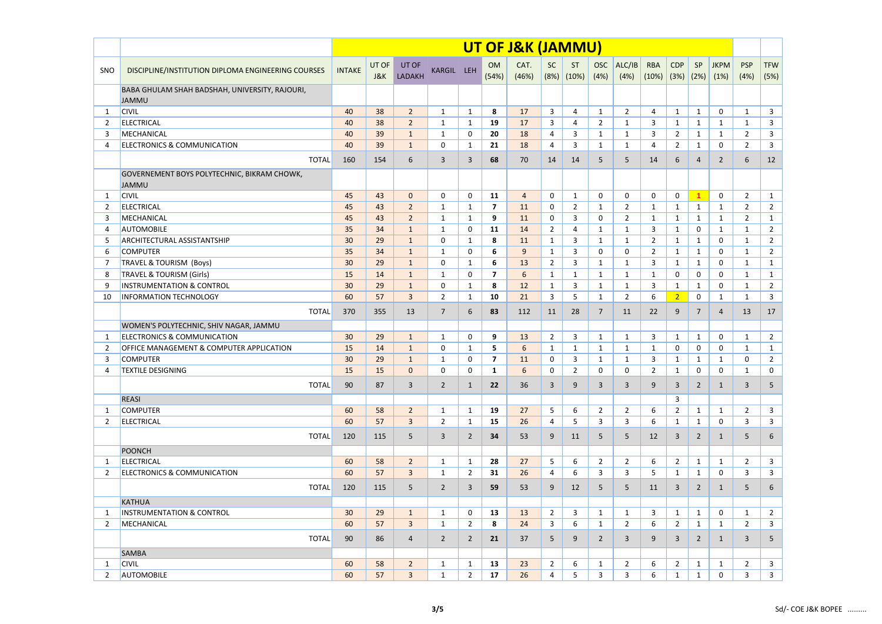| | | UT OF J&K (JAMMU) | | | | | | | | | | | | | | | | |
|---|---|---|---|---|---|---|---|---|---|---|---|---|---|---|---|---|---|---|
| SNO | DISCIPLINE/INSTITUTION DIPLOMA ENGINEERING COURSES | INTAKE | UT OF J&K | UT OF LADAKH | KARGIL | LEH | OM (54%) | CAT. (46%) | SC (8%) | ST (10%) | OSC (4%) | ALC/IB (4%) | RBA (10%) | CDP (3%) | SP (2%) | JKPM (1%) | PSP (4%) | TFW (5%) |
| | BABA GHULAM SHAH BADSHAH, UNIVERSITY, RAJOURI, JAMMU | | | | | | | | | | | | | | | | | |
| 1 | CIVIL | 40 | 38 | 2 | 1 | 1 | 8 | 17 | 3 | 4 | 1 | 2 | 4 | 1 | 1 | 0 | 1 | 3 |
| 2 | ELECTRICAL | 40 | 38 | 2 | 1 | 1 | 19 | 17 | 3 | 4 | 2 | 1 | 3 | 1 | 1 | 1 | 1 | 3 |
| 3 | MECHANICAL | 40 | 39 | 1 | 1 | 0 | 20 | 18 | 4 | 3 | 1 | 1 | 3 | 2 | 1 | 1 | 2 | 3 |
| 4 | ELECTRONICS & COMMUNICATION | 40 | 39 | 1 | 0 | 1 | 21 | 18 | 4 | 3 | 1 | 1 | 4 | 2 | 1 | 0 | 2 | 3 |
| | TOTAL | 160 | 154 | 6 | 3 | 3 | 68 | 70 | 14 | 14 | 5 | 5 | 14 | 6 | 4 | 2 | 6 | 12 |
| | GOVERNEMENT BOYS POLYTECHNIC, BIKRAM CHOWK, JAMMU | | | | | | | | | | | | | | | | | |
| 1 | CIVIL | 45 | 43 | 0 | 0 | 0 | 11 | 4 | 0 | 1 | 0 | 0 | 0 | 0 | 1 | 0 | 2 | 1 |
| 2 | ELECTRICAL | 45 | 43 | 2 | 1 | 1 | 7 | 11 | 0 | 2 | 1 | 2 | 1 | 1 | 1 | 1 | 2 | 2 |
| 3 | MECHANICAL | 45 | 43 | 2 | 1 | 1 | 9 | 11 | 0 | 3 | 0 | 2 | 1 | 1 | 1 | 1 | 2 | 1 |
| 4 | AUTOMOBILE | 35 | 34 | 1 | 1 | 0 | 11 | 14 | 2 | 4 | 1 | 1 | 3 | 1 | 0 | 1 | 1 | 2 |
| 5 | ARCHITECTURAL ASSISTANTSHIP | 30 | 29 | 1 | 0 | 1 | 8 | 11 | 1 | 3 | 1 | 1 | 2 | 1 | 1 | 0 | 1 | 2 |
| 6 | COMPUTER | 35 | 34 | 1 | 1 | 0 | 6 | 9 | 1 | 3 | 0 | 0 | 2 | 1 | 1 | 0 | 1 | 2 |
| 7 | TRAVEL & TOURISM (Boys) | 30 | 29 | 1 | 0 | 1 | 6 | 13 | 2 | 3 | 1 | 1 | 3 | 1 | 1 | 0 | 1 | 1 |
| 8 | TRAVEL & TOURISM (Girls) | 15 | 14 | 1 | 1 | 0 | 7 | 6 | 1 | 1 | 1 | 1 | 1 | 0 | 0 | 0 | 1 | 1 |
| 9 | INSTRUMENTATION & CONTROL | 30 | 29 | 1 | 0 | 1 | 8 | 12 | 1 | 3 | 1 | 1 | 3 | 1 | 1 | 0 | 1 | 2 |
| 10 | INFORMATION TECHNOLOGY | 60 | 57 | 3 | 2 | 1 | 10 | 21 | 3 | 5 | 1 | 2 | 6 | 2 | 0 | 1 | 1 | 3 |
| | TOTAL | 370 | 355 | 13 | 7 | 6 | 83 | 112 | 11 | 28 | 7 | 11 | 22 | 9 | 7 | 4 | 13 | 17 |
| | WOMEN'S POLYTECHNIC, SHIV NAGAR, JAMMU | | | | | | | | | | | | | | | | | |
| 1 | ELECTRONICS & COMMUNICATION | 30 | 29 | 1 | 1 | 0 | 9 | 13 | 2 | 3 | 1 | 1 | 3 | 1 | 1 | 0 | 1 | 2 |
| 2 | OFFICE MANAGEMENT & COMPUTER APPLICATION | 15 | 14 | 1 | 0 | 1 | 5 | 6 | 1 | 1 | 1 | 1 | 1 | 0 | 0 | 0 | 1 | 1 |
| 3 | COMPUTER | 30 | 29 | 1 | 1 | 0 | 7 | 11 | 0 | 3 | 1 | 1 | 3 | 1 | 1 | 1 | 0 | 2 |
| 4 | TEXTILE DESIGNING | 15 | 15 | 0 | 0 | 0 | 1 | 6 | 0 | 2 | 0 | 0 | 2 | 1 | 0 | 0 | 1 | 0 |
| | TOTAL | 90 | 87 | 3 | 2 | 1 | 22 | 36 | 3 | 9 | 3 | 3 | 9 | 3 | 2 | 1 | 3 | 5 |
| | REASI | | | | | | | | | | | | | 3 | | | | |
| 1 | COMPUTER | 60 | 58 | 2 | 1 | 1 | 19 | 27 | 5 | 6 | 2 | 2 | 6 | 2 | 1 | 1 | 2 | 3 |
| 2 | ELECTRICAL | 60 | 57 | 3 | 2 | 1 | 15 | 26 | 4 | 5 | 3 | 3 | 6 | 1 | 1 | 0 | 3 | 3 |
| | TOTAL | 120 | 115 | 5 | 3 | 2 | 34 | 53 | 9 | 11 | 5 | 5 | 12 | 3 | 2 | 1 | 5 | 6 |
| | POONCH | | | | | | | | | | | | | | | | | |
| 1 | ELECTRICAL | 60 | 58 | 2 | 1 | 1 | 28 | 27 | 5 | 6 | 2 | 2 | 6 | 2 | 1 | 1 | 2 | 3 |
| 2 | ELECTRONICS & COMMUNICATION | 60 | 57 | 3 | 1 | 2 | 31 | 26 | 4 | 6 | 3 | 3 | 5 | 1 | 1 | 0 | 3 | 3 |
| | TOTAL | 120 | 115 | 5 | 2 | 3 | 59 | 53 | 9 | 12 | 5 | 5 | 11 | 3 | 2 | 1 | 5 | 6 |
| | KATHUA | | | | | | | | | | | | | | | | | |
| 1 | INSTRUMENTATION & CONTROL | 30 | 29 | 1 | 1 | 0 | 13 | 13 | 2 | 3 | 1 | 1 | 3 | 1 | 1 | 0 | 1 | 2 |
| 2 | MECHANICAL | 60 | 57 | 3 | 1 | 2 | 8 | 24 | 3 | 6 | 1 | 2 | 6 | 2 | 1 | 1 | 2 | 3 |
| | TOTAL | 90 | 86 | 4 | 2 | 2 | 21 | 37 | 5 | 9 | 2 | 3 | 9 | 3 | 2 | 1 | 3 | 5 |
| | SAMBA | | | | | | | | | | | | | | | | | |
| 1 | CIVIL | 60 | 58 | 2 | 1 | 1 | 13 | 23 | 2 | 6 | 1 | 2 | 6 | 2 | 1 | 1 | 2 | 3 |
| 2 | AUTOMOBILE | 60 | 57 | 3 | 1 | 2 | 17 | 26 | 4 | 5 | 3 | 3 | 6 | 1 | 1 | 0 | 3 | 3 |

Sd/- COE J&K BOPEE .........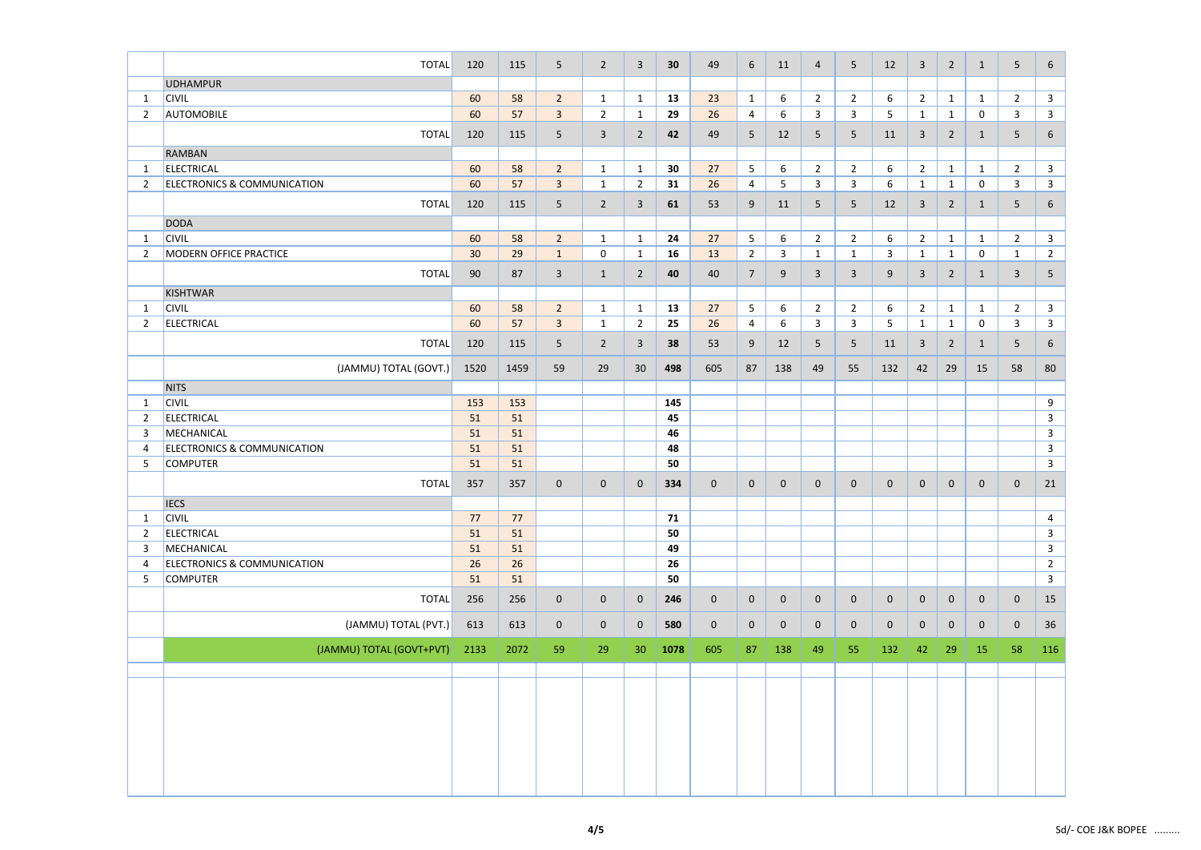| | | | | | | | | | | | | | | | | | | |
|---|---|---|---|---|---|---|---|---|---|---|---|---|---|---|---|---|---|---|
| | TOTAL | 120 | 115 | 5 | 2 | 3 | **30** | 49 | 6 | 11 | 4 | 5 | 12 | 3 | 2 | 1 | 5 | 6 |
| | UDHAMPUR | | | | | | | | | | | | | | | | | |
| 1 | CIVIL | 60 | 58 | 2 | 1 | 1 | **13** | 23 | 1 | 6 | 2 | 2 | 6 | 2 | 1 | 1 | 2 | 3 |
| 2 | AUTOMOBILE | 60 | 57 | 3 | 2 | 1 | **29** | 26 | 4 | 6 | 3 | 3 | 5 | 1 | 1 | 0 | 3 | 3 |
| | TOTAL | 120 | 115 | 5 | 3 | 2 | **42** | 49 | 5 | 12 | 5 | 5 | 11 | 3 | 2 | 1 | 5 | 6 |
| | RAMBAN | | | | | | | | | | | | | | | | | |
| 1 | ELECTRICAL | 60 | 58 | 2 | 1 | 1 | **30** | 27 | 5 | 6 | 2 | 2 | 6 | 2 | 1 | 1 | 2 | 3 |
| 2 | ELECTRONICS & COMMUNICATION | 60 | 57 | 3 | 1 | 2 | **31** | 26 | 4 | 5 | 3 | 3 | 6 | 1 | 1 | 0 | 3 | 3 |
| | TOTAL | 120 | 115 | 5 | 2 | 3 | **61** | 53 | 9 | 11 | 5 | 5 | 12 | 3 | 2 | 1 | 5 | 6 |
| | DODA | | | | | | | | | | | | | | | | | |
| 1 | CIVIL | 60 | 58 | 2 | 1 | 1 | **24** | 27 | 5 | 6 | 2 | 2 | 6 | 2 | 1 | 1 | 2 | 3 |
| 2 | MODERN OFFICE PRACTICE | 30 | 29 | 1 | 0 | 1 | **16** | 13 | 2 | 3 | 1 | 1 | 3 | 1 | 1 | 0 | 1 | 2 |
| | TOTAL | 90 | 87 | 3 | 1 | 2 | **40** | 40 | 7 | 9 | 3 | 3 | 9 | 3 | 2 | 1 | 3 | 5 |
| | KISHTWAR | | | | | | | | | | | | | | | | | |
| 1 | CIVIL | 60 | 58 | 2 | 1 | 1 | **13** | 27 | 5 | 6 | 2 | 2 | 6 | 2 | 1 | 1 | 2 | 3 |
| 2 | ELECTRICAL | 60 | 57 | 3 | 1 | 2 | **25** | 26 | 4 | 6 | 3 | 3 | 5 | 1 | 1 | 0 | 3 | 3 |
| | TOTAL | 120 | 115 | 5 | 2 | 3 | **38** | 53 | 9 | 12 | 5 | 5 | 11 | 3 | 2 | 1 | 5 | 6 |
| | (JAMMU) TOTAL (GOVT.) | 1520 | 1459 | 59 | 29 | 30 | **498** | 605 | 87 | 138 | 49 | 55 | 132 | 42 | 29 | 15 | 58 | 80 |
| | NITS | | | | | | | | | | | | | | | | | |
| 1 | CIVIL | 153 | 153 | | | | **145** | | | | | | | | | | | 9 |
| 2 | ELECTRICAL | 51 | 51 | | | | **45** | | | | | | | | | | | 3 |
| 3 | MECHANICAL | 51 | 51 | | | | **46** | | | | | | | | | | | 3 |
| 4 | ELECTRONICS & COMMUNICATION | 51 | 51 | | | | **48** | | | | | | | | | | | 3 |
| 5 | COMPUTER | 51 | 51 | | | | **50** | | | | | | | | | | | 3 |
| | TOTAL | 357 | 357 | 0 | 0 | 0 | **334** | 0 | 0 | 0 | 0 | 0 | 0 | 0 | 0 | 0 | 0 | 21 |
| | IECS | | | | | | | | | | | | | | | | | |
| 1 | CIVIL | 77 | 77 | | | | **71** | | | | | | | | | | | 4 |
| 2 | ELECTRICAL | 51 | 51 | | | | **50** | | | | | | | | | | | 3 |
| 3 | MECHANICAL | 51 | 51 | | | | **49** | | | | | | | | | | | 3 |
| 4 | ELECTRONICS & COMMUNICATION | 26 | 26 | | | | **26** | | | | | | | | | | | 2 |
| 5 | COMPUTER | 51 | 51 | | | | **50** | | | | | | | | | | | 3 |
| | TOTAL | 256 | 256 | 0 | 0 | 0 | **246** | 0 | 0 | 0 | 0 | 0 | 0 | 0 | 0 | 0 | 0 | 15 |
| | (JAMMU) TOTAL (PVT.) | 613 | 613 | 0 | 0 | 0 | **580** | 0 | 0 | 0 | 0 | 0 | 0 | 0 | 0 | 0 | 0 | 36 |
| | (JAMMU) TOTAL (GOVT+PVT) | 2133 | 2072 | 59 | 29 | 30 | **1078** | 605 | 87 | 138 | 49 | 55 | 132 | 42 | 29 | 15 | 58 | 116 |

Sd/- COE J&K BOPEE .........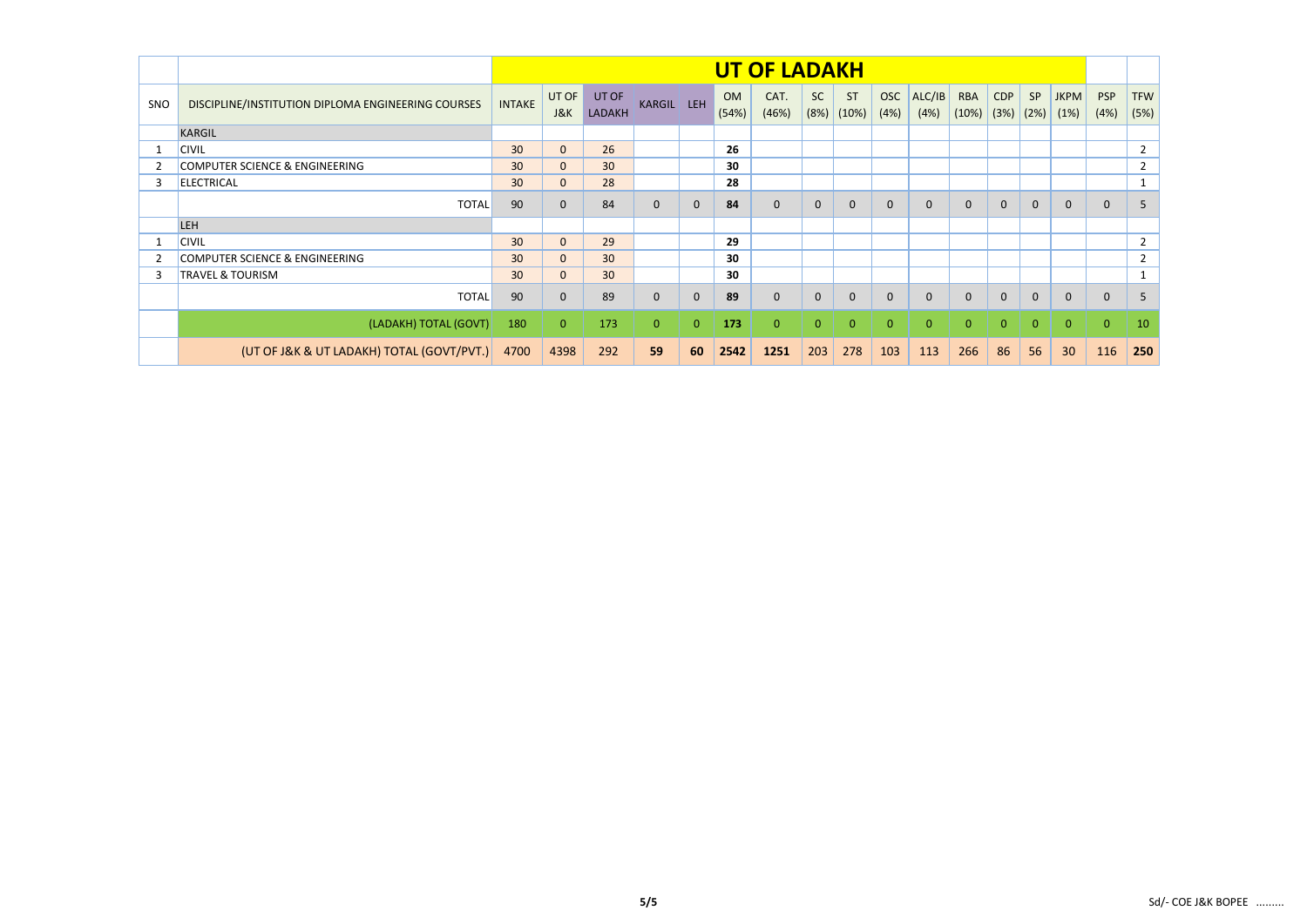| | | UT OF LADAKH | | | | | | | | | | | | | | | |
|---|---|---|---|---|---|---|---|---|---|---|---|---|---|---|---|---|---|
| SNO | DISCIPLINE/INSTITUTION DIPLOMA ENGINEERING COURSES | INTAKE | UT OF J&K | UT OF LADAKH | KARGIL | LEH | OM (54%) | CAT. (46%) | SC (8%) | ST (10%) | OSC (4%) | ALC/IB (4%) | RBA (10%) | CDP (3%) | SP (2%) | JKPM (1%) | PSP (4%) | TFW (5%) |
| | KARGIL | | | | | | | | | | | | | | | | | |
| 1 | CIVIL | 30 | 0 | 26 | | | **26** | | | | | | | | | | | 2 |
| 2 | COMPUTER SCIENCE & ENGINEERING | 30 | 0 | 30 | | | **30** | | | | | | | | | | | 2 |
| 3 | ELECTRICAL | 30 | 0 | 28 | | | **28** | | | | | | | | | | | 1 |
| | TOTAL | 90 | 0 | 84 | 0 | 0 | **84** | 0 | 0 | 0 | 0 | 0 | 0 | 0 | 0 | 0 | 0 | 5 |
| | LEH | | | | | | | | | | | | | | | | | |
| 1 | CIVIL | 30 | 0 | 29 | | | **29** | | | | | | | | | | | 2 |
| 2 | COMPUTER SCIENCE & ENGINEERING | 30 | 0 | 30 | | | **30** | | | | | | | | | | | 2 |
| 3 | TRAVEL & TOURISM | 30 | 0 | 30 | | | **30** | | | | | | | | | | | 1 |
| | TOTAL | 90 | 0 | 89 | 0 | 0 | **89** | 0 | 0 | 0 | 0 | 0 | 0 | 0 | 0 | 0 | 0 | 5 |
| | (LADAKH) TOTAL (GOVT) | 180 | 0 | 173 | 0 | 0 | **173** | 0 | 0 | 0 | 0 | 0 | 0 | 0 | 0 | 0 | 0 | 10 |
| | (UT OF J&K & UT LADAKH) TOTAL (GOVT/PVT.) | 4700 | 4398 | 292 | **59** | **60** | **2542** | **1251** | 203 | 278 | 103 | 113 | 266 | 86 | 56 | 30 | 116 | **250** |

Sd/- COE J&K BOPEE .........